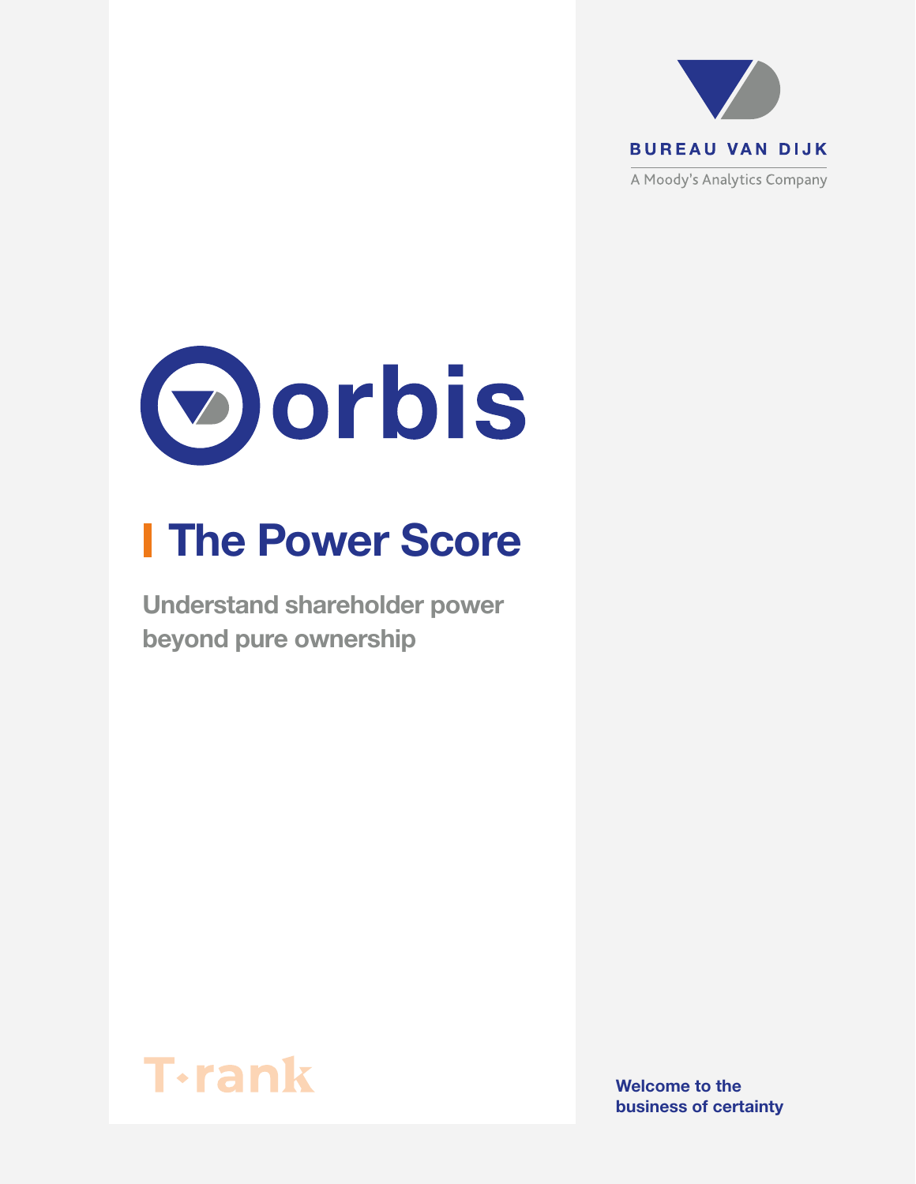BUREAU VAN DIJK

A Moody's Analytics Company

orbis

# The Power Score

## Understand shareholder power beyond pure ownership

T·rank

Welcome to the business of certainty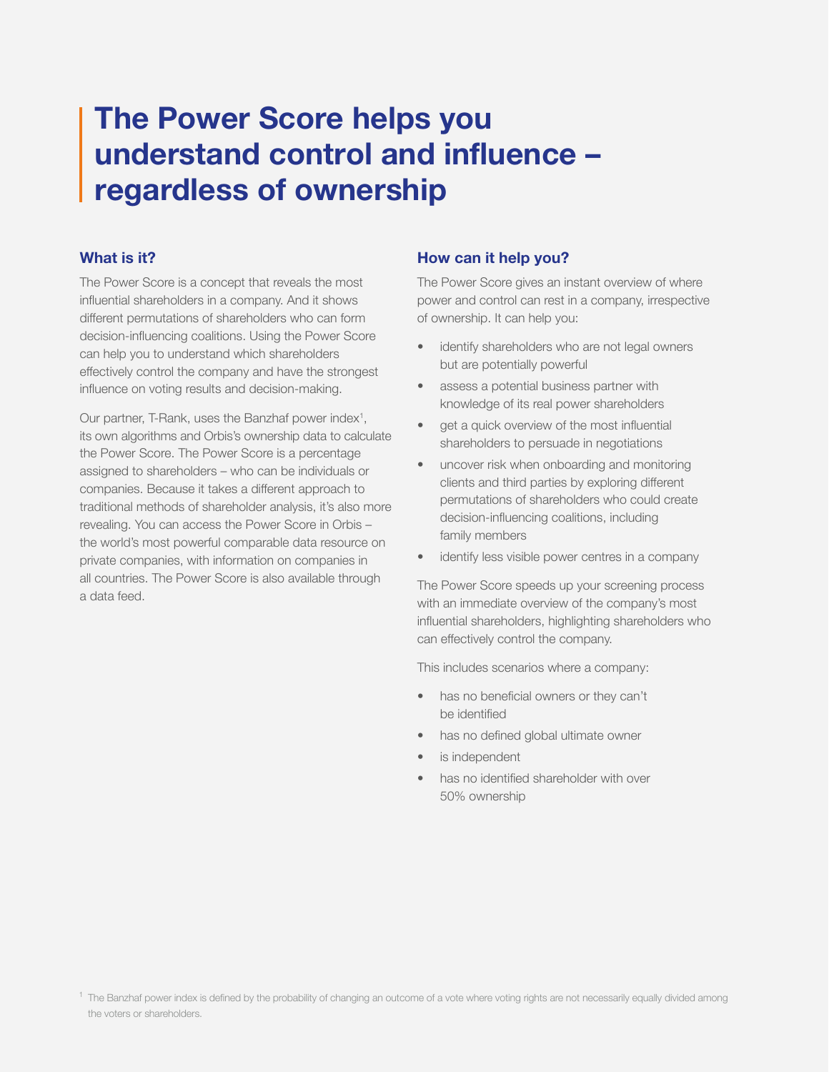# The Power Score helps you understand control and influence – regardless of ownership

## What is it?

The Power Score is a concept that reveals the most influential shareholders in a company. And it shows different permutations of shareholders who can form decision-influencing coalitions. Using the Power Score can help you to understand which shareholders effectively control the company and have the strongest influence on voting results and decision-making.

Our partner, T-Rank, uses the Banzhaf power index[1], its own algorithms and Orbis's ownership data to calculate the Power Score. The Power Score is a percentage assigned to shareholders – who can be individuals or companies. Because it takes a different approach to traditional methods of shareholder analysis, it's also more revealing. You can access the Power Score in Orbis – the world's most powerful comparable data resource on private companies, with information on companies in all countries. The Power Score is also available through a data feed.

## How can it help you?

The Power Score gives an instant overview of where power and control can rest in a company, irrespective of ownership. It can help you:

- identify shareholders who are not legal owners but are potentially powerful
- assess a potential business partner with knowledge of its real power shareholders
- get a quick overview of the most influential shareholders to persuade in negotiations
- uncover risk when onboarding and monitoring clients and third parties by exploring different permutations of shareholders who could create decision-influencing coalitions, including family members
- identify less visible power centres in a company

The Power Score speeds up your screening process with an immediate overview of the company's most influential shareholders, highlighting shareholders who can effectively control the company.

This includes scenarios where a company:

- has no beneficial owners or they can't be identified
- has no defined global ultimate owner
- is independent
- has no identified shareholder with over 50% ownership

[1] The Banzhaf power index is defined by the probability of changing an outcome of a vote where voting rights are not necessarily equally divided among the voters or shareholders.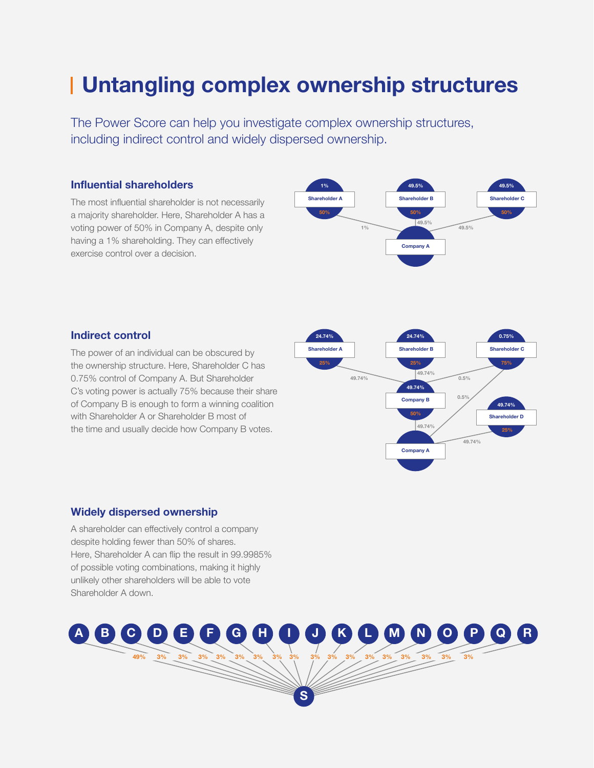# Untangling complex ownership structures

The Power Score can help you investigate complex ownership structures, including indirect control and widely dispersed ownership.

### Influential shareholders

The most influential shareholder is not necessarily a majority shareholder. Here, Shareholder A has a voting power of 50% in Company A, despite only having a 1% shareholding. They can effectively exercise control over a decision.

1%
Shareholder A
50%

49.5%
Shareholder B
50%

49.5%
Shareholder C
50%

1%
49.5%
49.5%

Company A

### Indirect control

The power of an individual can be obscured by the ownership structure. Here, Shareholder C has 0.75% control of Company A. But Shareholder C's voting power is actually 75% because their share of Company B is enough to form a winning coalition with Shareholder A or Shareholder B most of the time and usually decide how Company B votes.

24.74%
Shareholder A
25%

24.74%
Shareholder B
25%

0.75%
Shareholder C
75%

49.74%
49.74%
0.5%
0.5%

49.74%
Company B
50%

49.74%
Shareholder D
25%

49.74%
49.74%

Company A

### Widely dispersed ownership

A shareholder can effectively control a company despite holding fewer than 50% of shares. Here, Shareholder A can flip the result in 99.9985% of possible voting combinations, making it highly unlikely other shareholders will be able to vote Shareholder A down.

A B C D E F G H I J K L M N O P Q R

49% 3% 3% 3% 3% 3% 3% 3% 3% 3% 3% 3% 3% 3% 3% 3% 3% 3%

S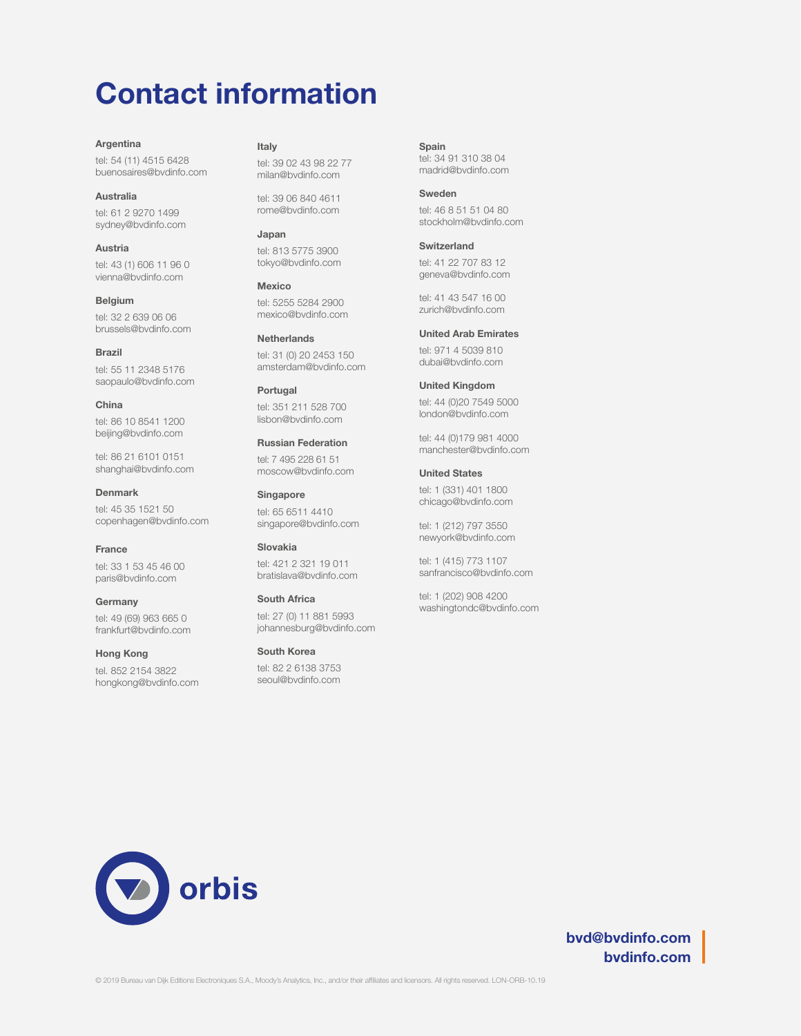# Contact information

**Argentina**
tel: 54 (11) 4515 6428
buenosaires@bvdinfo.com

**Australia**
tel: 61 2 9270 1499
sydney@bvdinfo.com

**Austria**
tel: 43 (1) 606 11 96 0
vienna@bvdinfo.com

**Belgium**
tel: 32 2 639 06 06
brussels@bvdinfo.com

**Brazil**
tel: 55 11 2348 5176
saopaulo@bvdinfo.com

**China**
tel: 86 10 8541 1200
beijing@bvdinfo.com

tel: 86 21 6101 0151
shanghai@bvdinfo.com

**Denmark**
tel: 45 35 1521 50
copenhagen@bvdinfo.com

**France**
tel: 33 1 53 45 46 00
paris@bvdinfo.com

**Germany**
tel: 49 (69) 963 665 0
frankfurt@bvdinfo.com

**Hong Kong**
tel. 852 2154 3822
hongkong@bvdinfo.com

**Italy**
tel: 39 02 43 98 22 77
milan@bvdinfo.com

tel: 39 06 840 4611
rome@bvdinfo.com

**Japan**
tel: 813 5775 3900
tokyo@bvdinfo.com

**Mexico**
tel: 5255 5284 2900
mexico@bvdinfo.com

**Netherlands**
tel: 31 (0) 20 2453 150
amsterdam@bvdinfo.com

**Portugal**
tel: 351 211 528 700
lisbon@bvdinfo.com

**Russian Federation**
tel: 7 495 228 61 51
moscow@bvdinfo.com

**Singapore**
tel: 65 6511 4410
singapore@bvdinfo.com

**Slovakia**
tel: 421 2 321 19 011
bratislava@bvdinfo.com

**South Africa**
tel: 27 (0) 11 881 5993
johannesburg@bvdinfo.com

**South Korea**
tel: 82 2 6138 3753
seoul@bvdinfo.com

**Spain**
tel: 34 91 310 38 04
madrid@bvdinfo.com

**Sweden**
tel: 46 8 51 51 04 80
stockholm@bvdinfo.com

**Switzerland**
tel: 41 22 707 83 12
geneva@bvdinfo.com

tel: 41 43 547 16 00
zurich@bvdinfo.com

**United Arab Emirates**
tel: 971 4 5039 810
dubai@bvdinfo.com

**United Kingdom**
tel: 44 (0)20 7549 5000
london@bvdinfo.com

tel: 44 (0)179 981 4000
manchester@bvdinfo.com

**United States**
tel: 1 (331) 401 1800
chicago@bvdinfo.com

tel: 1 (212) 797 3550
newyork@bvdinfo.com

tel: 1 (415) 773 1107
sanfrancisco@bvdinfo.com

tel: 1 (202) 908 4200
washingtondc@bvdinfo.com

orbis

**bvd@bvdinfo.com**
**bvdinfo.com**

© 2019 Bureau van Dijk Editions Electroniques S.A., Moody's Analytics, Inc., and/or their affiliates and licensors. All rights reserved. LON-ORB-10.19